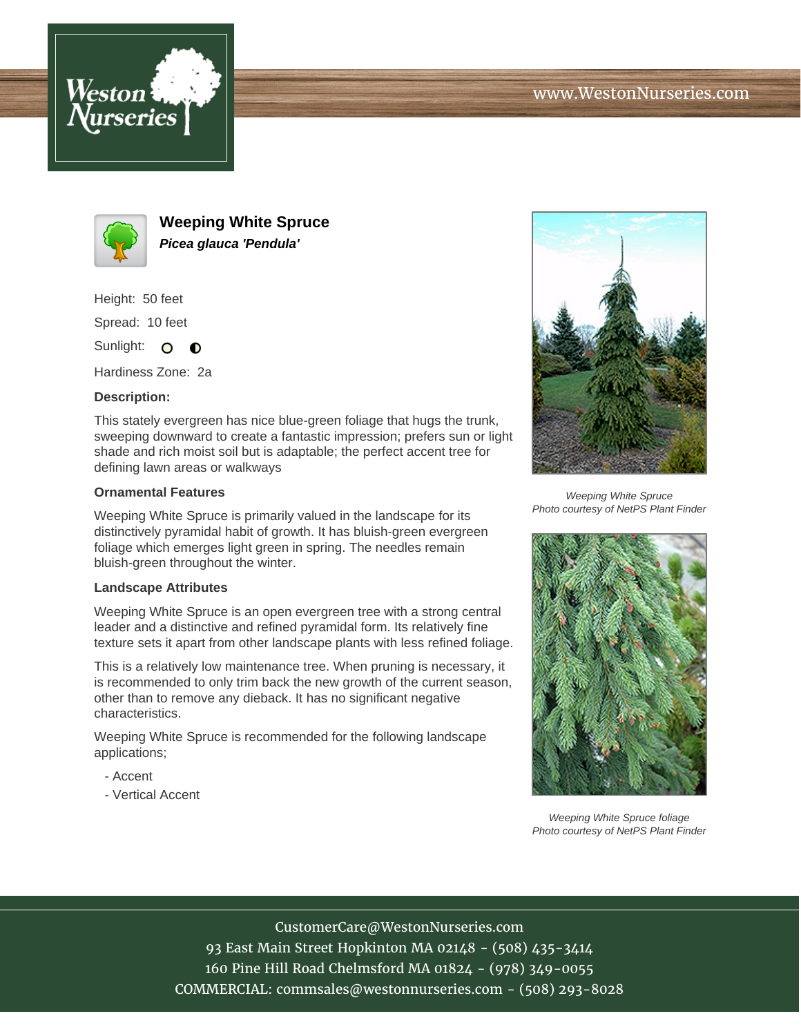www.WestonNurseries.com

# Weeping White Spruce

***Picea glauca 'Pendula'***

Height: 50 feet

Spread: 10 feet

Sunlight:

Hardiness Zone: 2a

**Description:**

This stately evergreen has nice blue-green foliage that hugs the trunk, sweeping downward to create a fantastic impression; prefers sun or light shade and rich moist soil but is adaptable; the perfect accent tree for defining lawn areas or walkways

### Ornamental Features

Weeping White Spruce is primarily valued in the landscape for its distinctively pyramidal habit of growth. It has bluish-green evergreen foliage which emerges light green in spring. The needles remain bluish-green throughout the winter.

### Landscape Attributes

Weeping White Spruce is an open evergreen tree with a strong central leader and a distinctive and refined pyramidal form. Its relatively fine texture sets it apart from other landscape plants with less refined foliage.

This is a relatively low maintenance tree. When pruning is necessary, it is recommended to only trim back the new growth of the current season, other than to remove any dieback. It has no significant negative characteristics.

Weeping White Spruce is recommended for the following landscape applications;

- Accent
- Vertical Accent

*Weeping White Spruce*
*Photo courtesy of NetPS Plant Finder*

*Weeping White Spruce foliage*
*Photo courtesy of NetPS Plant Finder*

CustomerCare@WestonNurseries.com
93 East Main Street Hopkinton MA 02148 - (508) 435-3414
160 Pine Hill Road Chelmsford MA 01824 - (978) 349-0055
COMMERCIAL: commsales@westonnurseries.com - (508) 293-8028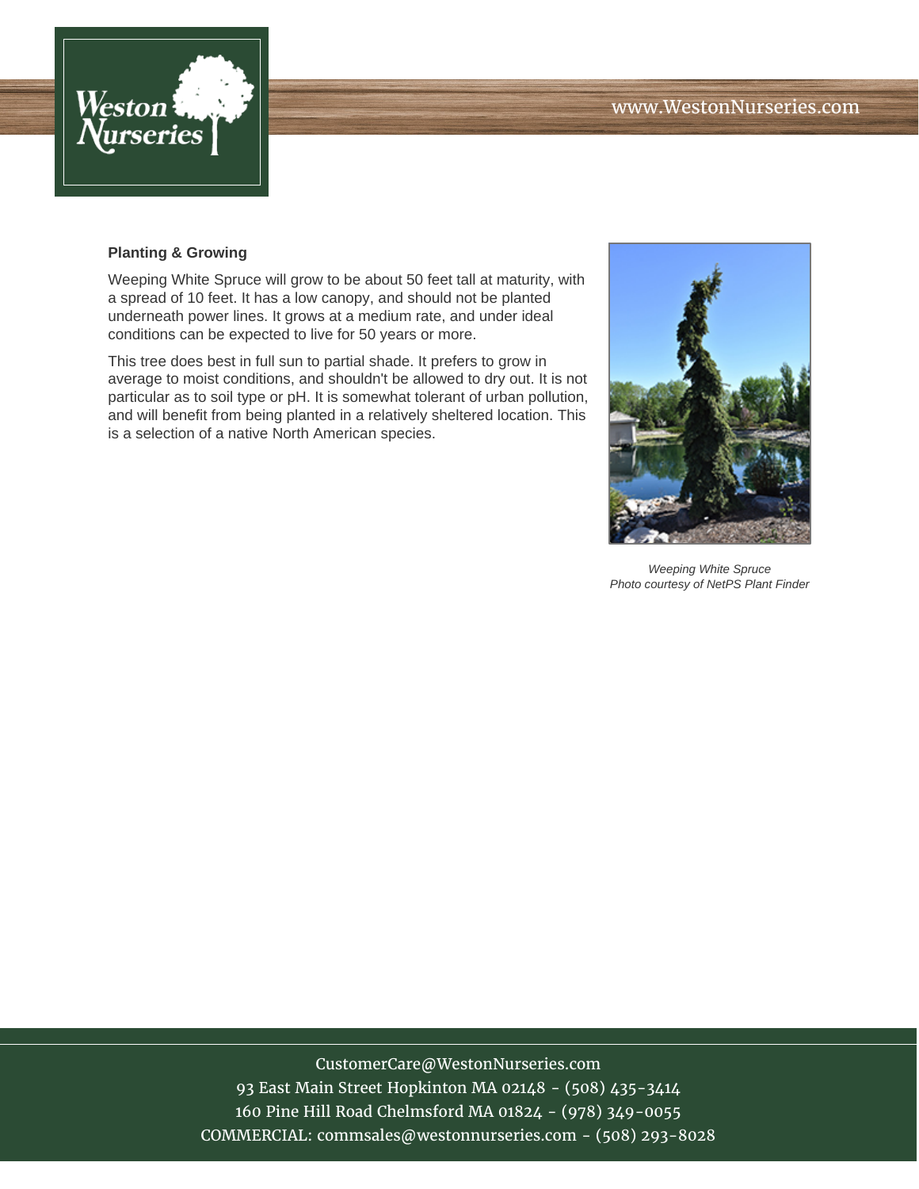## Planting & Growing

Weeping White Spruce will grow to be about 50 feet tall at maturity, with a spread of 10 feet. It has a low canopy, and should not be planted underneath power lines. It grows at a medium rate, and under ideal conditions can be expected to live for 50 years or more.

This tree does best in full sun to partial shade. It prefers to grow in average to moist conditions, and shouldn't be allowed to dry out. It is not particular as to soil type or pH. It is somewhat tolerant of urban pollution, and will benefit from being planted in a relatively sheltered location. This is a selection of a native North American species.

*Weeping White Spruce*
*Photo courtesy of NetPS Plant Finder*

CustomerCare@WestonNurseries.com
93 East Main Street Hopkinton MA 02148 - (508) 435-3414
160 Pine Hill Road Chelmsford MA 01824 - (978) 349-0055
COMMERCIAL: commsales@westonnurseries.com - (508) 293-8028